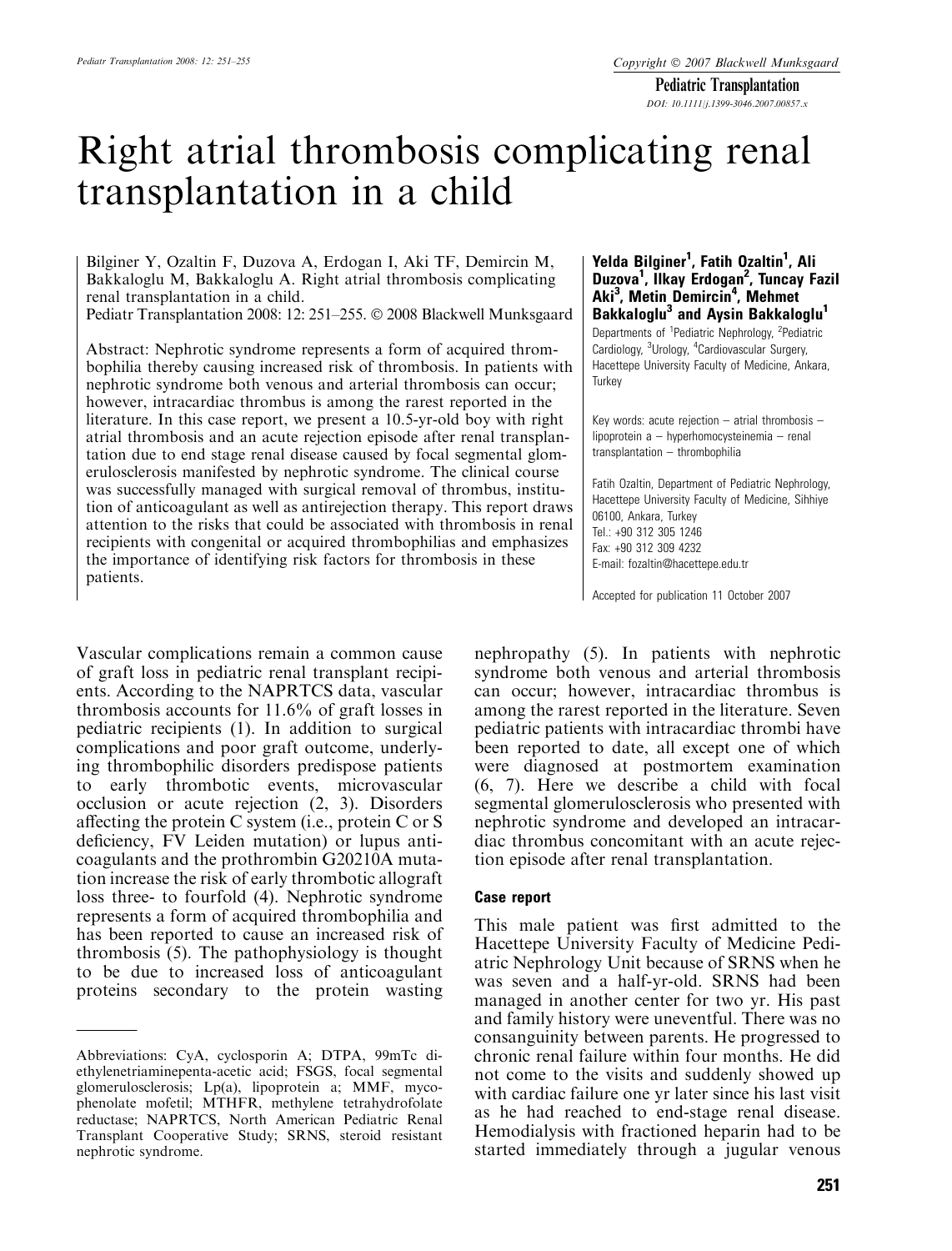# Right atrial thrombosis complicating renal transplantation in a child

Bilginer Y, Ozaltin F, Duzova A, Erdogan I, Aki TF, Demircin M, Bakkaloglu M, Bakkaloglu A. Right atrial thrombosis complicating renal transplantation in a child.
Pediatr Transplantation 2008: 12: 251–255. © 2008 Blackwell Munksgaard

**Yelda Bilginer[1], Fatih Ozaltin[1], Ali Duzova[1], Ilkay Erdogan[2], Tuncay Fazil Aki[3], Metin Demircin[4], Mehmet Bakkaloglu[3] and Aysin Bakkaloglu[1]**

Departments of [1]Pediatric Nephrology, [2]Pediatric Cardiology, [3]Urology, [4]Cardiovascular Surgery, Hacettepe University Faculty of Medicine, Ankara, Turkey

Key words: acute rejection – atrial thrombosis – lipoprotein a – hyperhomocysteinemia – renal transplantation – thrombophilia

Fatih Ozaltin, Department of Pediatric Nephrology, Hacettepe University Faculty of Medicine, Sihhiye 06100, Ankara, Turkey
Tel.: +90 312 305 1246
Fax: +90 312 309 4232
E-mail: fozaltin@hacettepe.edu.tr

Accepted for publication 11 October 2007

Abstract: Nephrotic syndrome represents a form of acquired thrombophilia thereby causing increased risk of thrombosis. In patients with nephrotic syndrome both venous and arterial thrombosis can occur; however, intracardiac thrombus is among the rarest reported in the literature. In this case report, we present a 10.5-yr-old boy with right atrial thrombosis and an acute rejection episode after renal transplantation due to end stage renal disease caused by focal segmental glomerulosclerosis manifested by nephrotic syndrome. The clinical course was successfully managed with surgical removal of thrombus, institution of anticoagulant as well as antirejection therapy. This report draws attention to the risks that could be associated with thrombosis in renal recipients with congenital or acquired thrombophilias and emphasizes the importance of identifying risk factors for thrombosis in these patients.

Vascular complications remain a common cause of graft loss in pediatric renal transplant recipients. According to the NAPRTCS data, vascular thrombosis accounts for 11.6% of graft losses in pediatric recipients (1). In addition to surgical complications and poor graft outcome, underlying thrombophilic disorders predispose patients to early thrombotic events, microvascular occlusion or acute rejection (2, 3). Disorders affecting the protein C system (i.e., protein C or S deficiency, FV Leiden mutation) or lupus anticoagulants and the prothrombin G20210A mutation increase the risk of early thrombotic allograft loss three- to fourfold (4). Nephrotic syndrome represents a form of acquired thrombophilia and has been reported to cause an increased risk of thrombosis (5). The pathophysiology is thought to be due to increased loss of anticoagulant proteins secondary to the protein wasting nephropathy (5). In patients with nephrotic syndrome both venous and arterial thrombosis can occur; however, intracardiac thrombus is among the rarest reported in the literature. Seven pediatric patients with intracardiac thrombi have been reported to date, all except one of which were diagnosed at postmortem examination (6, 7). Here we describe a child with focal segmental glomerulosclerosis who presented with nephrotic syndrome and developed an intracardiac thrombus concomitant with an acute rejection episode after renal transplantation.

## Case report

This male patient was first admitted to the Hacettepe University Faculty of Medicine Pediatric Nephrology Unit because of SRNS when he was seven and a half-yr-old. SRNS had been managed in another center for two yr. His past and family history were uneventful. There was no consanguinity between parents. He progressed to chronic renal failure within four months. He did not come to the visits and suddenly showed up with cardiac failure one yr later since his last visit as he had reached to end-stage renal disease. Hemodialysis with fractioned heparin had to be started immediately through a jugular venous

Abbreviations: CyA, cyclosporin A; DTPA, 99mTc diethylenetriaminepenta-acetic acid; FSGS, focal segmental glomerulosclerosis; Lp(a), lipoprotein a; MMF, mycophenolate mofetil; MTHFR, methylene tetrahydrofolate reductase; NAPRTCS, North American Pediatric Renal Transplant Cooperative Study; SRNS, steroid resistant nephrotic syndrome.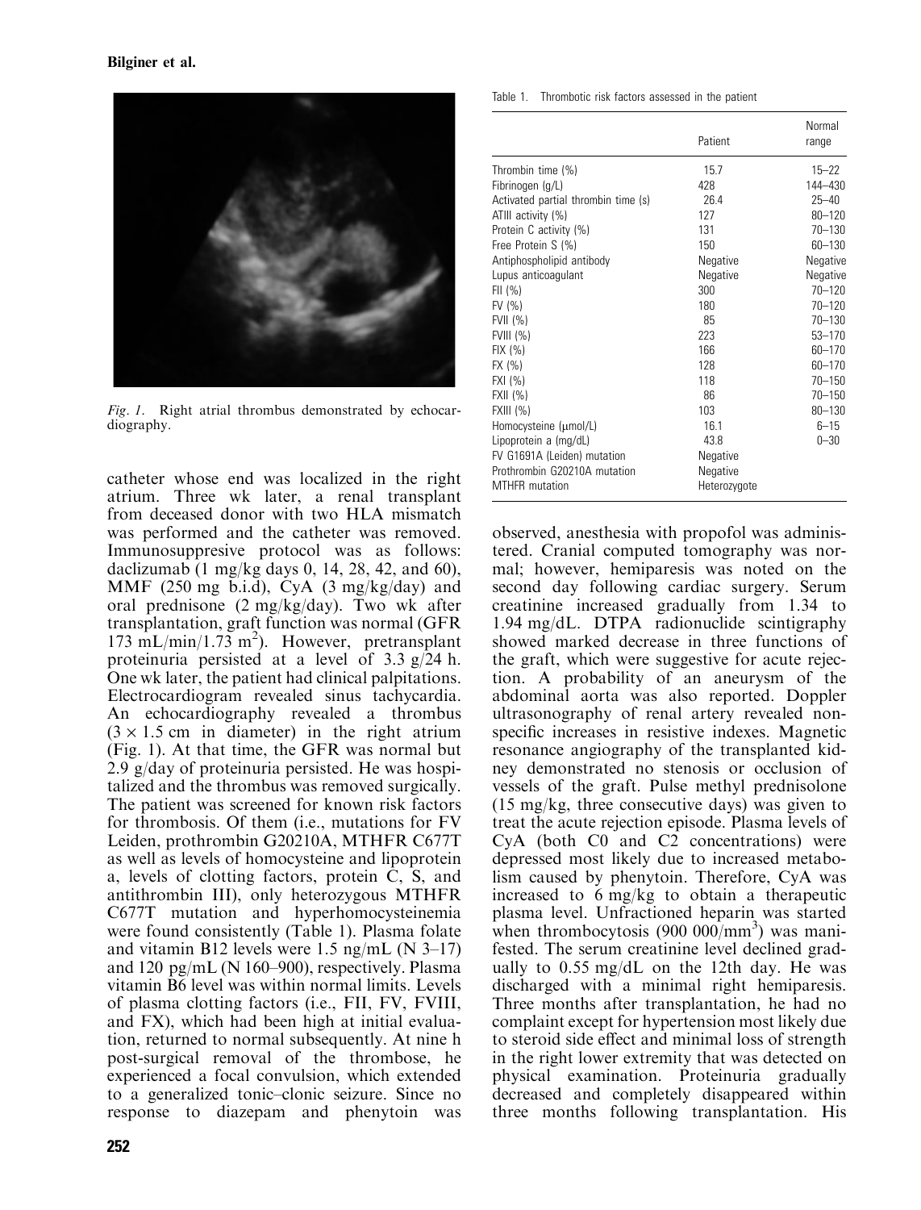Fig. 1. Right atrial thrombus demonstrated by echocardiography.

catheter whose end was localized in the right atrium. Three wk later, a renal transplant from deceased donor with two HLA mismatch was performed and the catheter was removed. Immunosuppresive protocol was as follows: daclizumab (1 mg/kg days 0, 14, 28, 42, and 60), MMF (250 mg b.i.d), CyA (3 mg/kg/day) and oral prednisone (2 mg/kg/day). Two wk after transplantation, graft function was normal (GFR 173 mL/min/1.73 $m^2$). However, pretransplant proteinuria persisted at a level of 3.3 g/24 h. One wk later, the patient had clinical palpitations. Electrocardiogram revealed sinus tachycardia. An echocardiography revealed a thrombus ($3 \times 1.5$ cm in diameter) in the right atrium (Fig. 1). At that time, the GFR was normal but 2.9 g/day of proteinuria persisted. He was hospitalized and the thrombus was removed surgically. The patient was screened for known risk factors for thrombosis. Of them (i.e., mutations for FV Leiden, prothrombin G20210A, MTHFR C677T as well as levels of homocysteine and lipoprotein a, levels of clotting factors, protein C, S, and antithrombin III), only heterozygous MTHFR C677T mutation and hyperhomocysteinemia were found consistently (Table 1). Plasma folate and vitamin B12 levels were 1.5 ng/mL (N 3–17) and 120 pg/mL (N 160–900), respectively. Plasma vitamin B6 level was within normal limits. Levels of plasma clotting factors (i.e., FII, FV, FVIII, and FX), which had been high at initial evaluation, returned to normal subsequently. At nine h post-surgical removal of the thrombose, he experienced a focal convulsion, which extended to a generalized tonic–clonic seizure. Since no response to diazepam and phenytoin was

Table 1. Thrombotic risk factors assessed in the patient

| | Patient | Normal range |
|---|---|---|
| Thrombin time (%) | 15.7 | 15–22 |
| Fibrinogen (g/L) | 428 | 144–430 |
| Activated partial thrombin time (s) | 26.4 | 25–40 |
| ATIII activity (%) | 127 | 80–120 |
| Protein C activity (%) | 131 | 70–130 |
| Free Protein S (%) | 150 | 60–130 |
| Antiphospholipid antibody | Negative | Negative |
| Lupus anticoagulant | Negative | Negative |
| FII (%) | 300 | 70–120 |
| FV (%) | 180 | 70–120 |
| FVII (%) | 85 | 70–130 |
| FVIII (%) | 223 | 53–170 |
| FIX (%) | 166 | 60–170 |
| FX (%) | 128 | 60–170 |
| FXI (%) | 118 | 70–150 |
| FXII (%) | 86 | 70–150 |
| FXIII (%) | 103 | 80–130 |
| Homocysteine (μmol/L) | 16.1 | 6–15 |
| Lipoprotein a (mg/dL) | 43.8 | 0–30 |
| FV G1691A (Leiden) mutation | Negative | |
| Prothrombin G20210A mutation | Negative | |
| MTHFR mutation | Heterozygote | |

observed, anesthesia with propofol was administered. Cranial computed tomography was normal; however, hemiparesis was noted on the second day following cardiac surgery. Serum creatinine increased gradually from 1.34 to 1.94 mg/dL. DTPA radionuclide scintigraphy showed marked decrease in three functions of the graft, which were suggestive for acute rejection. A probability of an aneurysm of the abdominal aorta was also reported. Doppler ultrasonography of renal artery revealed nonspecific increases in resistive indexes. Magnetic resonance angiography of the transplanted kidney demonstrated no stenosis or occlusion of vessels of the graft. Pulse methyl prednisolone (15 mg/kg, three consecutive days) was given to treat the acute rejection episode. Plasma levels of CyA (both C0 and C2 concentrations) were depressed most likely due to increased metabolism caused by phenytoin. Therefore, CyA was increased to 6 mg/kg to obtain a therapeutic plasma level. Unfractioned heparin was started when thrombocytosis (900 000/$mm^3$) was manifested. The serum creatinine level declined gradually to 0.55 mg/dL on the 12th day. He was discharged with a minimal right hemiparesis. Three months after transplantation, he had no complaint except for hypertension most likely due to steroid side effect and minimal loss of strength in the right lower extremity that was detected on physical examination. Proteinuria gradually decreased and completely disappeared within three months following transplantation. His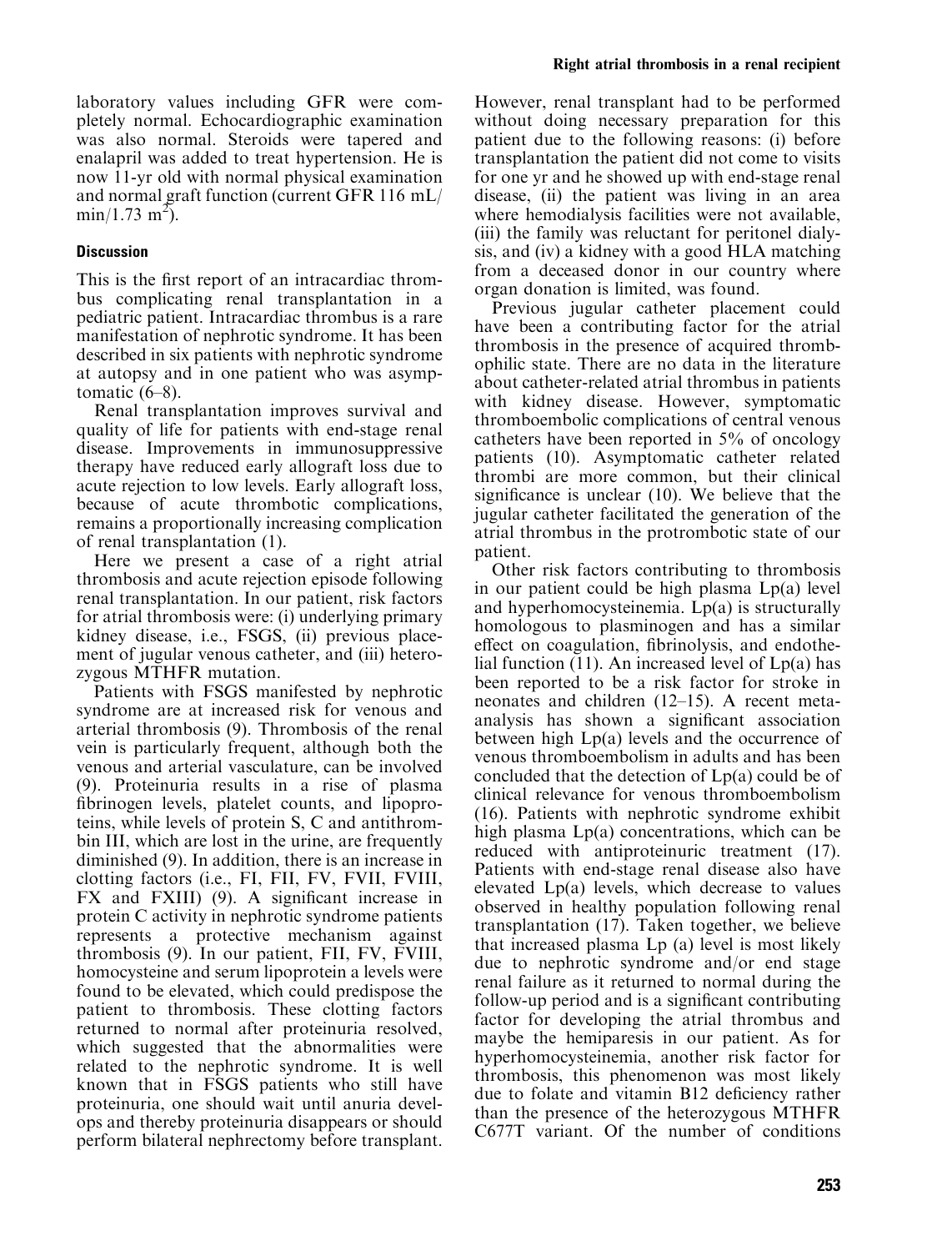laboratory values including GFR were completely normal. Echocardiographic examination was also normal. Steroids were tapered and enalapril was added to treat hypertension. He is now 11-yr old with normal physical examination and normal graft function (current GFR 116 mL/min/1.73 $m^2$).

## Discussion

This is the first report of an intracardiac thrombus complicating renal transplantation in a pediatric patient. Intracardiac thrombus is a rare manifestation of nephrotic syndrome. It has been described in six patients with nephrotic syndrome at autopsy and in one patient who was asymptomatic (6–8).

Renal transplantation improves survival and quality of life for patients with end-stage renal disease. Improvements in immunosuppressive therapy have reduced early allograft loss due to acute rejection to low levels. Early allograft loss, because of acute thrombotic complications, remains a proportionally increasing complication of renal transplantation (1).

Here we present a case of a right atrial thrombosis and acute rejection episode following renal transplantation. In our patient, risk factors for atrial thrombosis were: (i) underlying primary kidney disease, i.e., FSGS, (ii) previous placement of jugular venous catheter, and (iii) heterozygous MTHFR mutation.

Patients with FSGS manifested by nephrotic syndrome are at increased risk for venous and arterial thrombosis (9). Thrombosis of the renal vein is particularly frequent, although both the venous and arterial vasculature, can be involved (9). Proteinuria results in a rise of plasma fibrinogen levels, platelet counts, and lipoproteins, while levels of protein S, C and antithrombin III, which are lost in the urine, are frequently diminished (9). In addition, there is an increase in clotting factors (i.e., FI, FII, FV, FVII, FVIII, FX and FXIII) (9). A significant increase in protein C activity in nephrotic syndrome patients represents a protective mechanism against thrombosis (9). In our patient, FII, FV, FVIII, homocysteine and serum lipoprotein a levels were found to be elevated, which could predispose the patient to thrombosis. These clotting factors returned to normal after proteinuria resolved, which suggested that the abnormalities were related to the nephrotic syndrome. It is well known that in FSGS patients who still have proteinuria, one should wait until anuria develops and thereby proteinuria disappears or should perform bilateral nephrectomy before transplant. However, renal transplant had to be performed without doing necessary preparation for this patient due to the following reasons: (i) before transplantation the patient did not come to visits for one yr and he showed up with end-stage renal disease, (ii) the patient was living in an area where hemodialysis facilities were not available, (iii) the family was reluctant for peritonel dialysis, and (iv) a kidney with a good HLA matching from a deceased donor in our country where organ donation is limited, was found.

Previous jugular catheter placement could have been a contributing factor for the atrial thrombosis in the presence of acquired thrombophilic state. There are no data in the literature about catheter-related atrial thrombus in patients with kidney disease. However, symptomatic thromboembolic complications of central venous catheters have been reported in 5% of oncology patients (10). Asymptomatic catheter related thrombi are more common, but their clinical significance is unclear (10). We believe that the jugular catheter facilitated the generation of the atrial thrombus in the protrombotic state of our patient.

Other risk factors contributing to thrombosis in our patient could be high plasma Lp(a) level and hyperhomocysteinemia. Lp(a) is structurally homologous to plasminogen and has a similar effect on coagulation, fibrinolysis, and endothelial function (11). An increased level of Lp(a) has been reported to be a risk factor for stroke in neonates and children (12–15). A recent meta-analysis has shown a significant association between high Lp(a) levels and the occurrence of venous thromboembolism in adults and has been concluded that the detection of Lp(a) could be of clinical relevance for venous thromboembolism (16). Patients with nephrotic syndrome exhibit high plasma Lp(a) concentrations, which can be reduced with antiproteinuric treatment (17). Patients with end-stage renal disease also have elevated Lp(a) levels, which decrease to values observed in healthy population following renal transplantation (17). Taken together, we believe that increased plasma Lp (a) level is most likely due to nephrotic syndrome and/or end stage renal failure as it returned to normal during the follow-up period and is a significant contributing factor for developing the atrial thrombus and maybe the hemiparesis in our patient. As for hyperhomocysteinemia, another risk factor for thrombosis, this phenomenon was most likely due to folate and vitamin B12 deficiency rather than the presence of the heterozygous MTHFR C677T variant. Of the number of conditions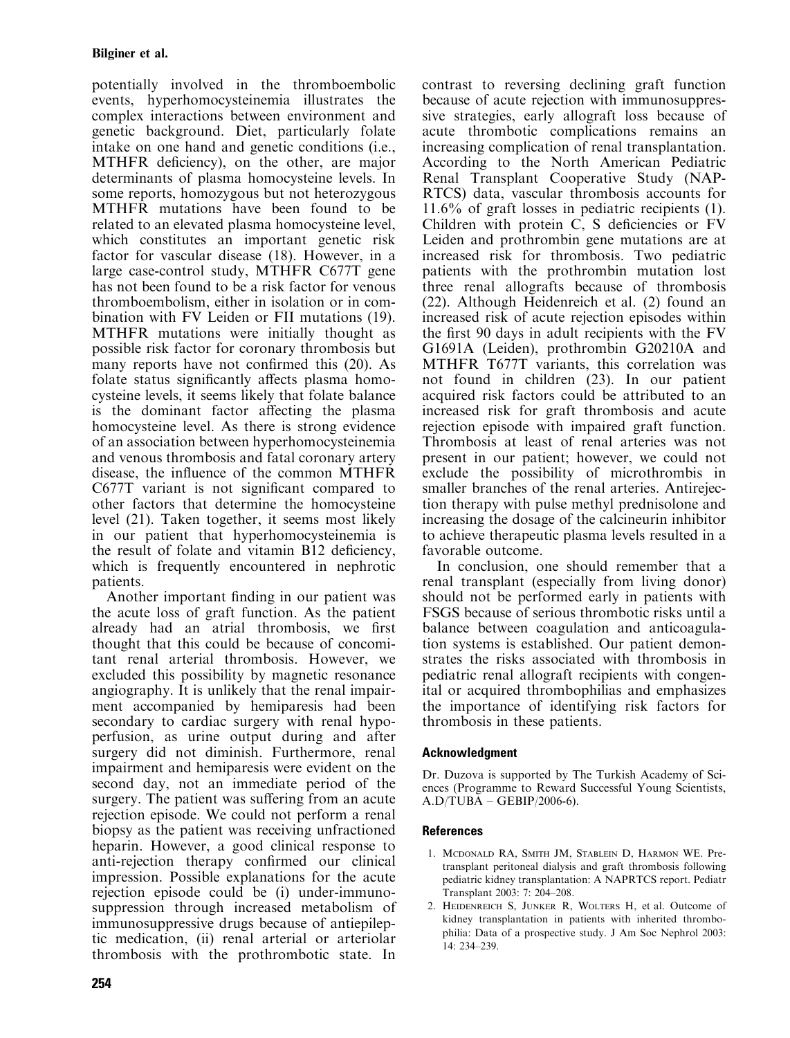potentially involved in the thromboembolic events, hyperhomocysteinemia illustrates the complex interactions between environment and genetic background. Diet, particularly folate intake on one hand and genetic conditions (i.e., MTHFR deficiency), on the other, are major determinants of plasma homocysteine levels. In some reports, homozygous but not heterozygous MTHFR mutations have been found to be related to an elevated plasma homocysteine level, which constitutes an important genetic risk factor for vascular disease (18). However, in a large case-control study, MTHFR C677T gene has not been found to be a risk factor for venous thromboembolism, either in isolation or in combination with FV Leiden or FII mutations (19). MTHFR mutations were initially thought as possible risk factor for coronary thrombosis but many reports have not confirmed this (20). As folate status significantly affects plasma homocysteine levels, it seems likely that folate balance is the dominant factor affecting the plasma homocysteine level. As there is strong evidence of an association between hyperhomocysteinemia and venous thrombosis and fatal coronary artery disease, the influence of the common MTHFR C677T variant is not significant compared to other factors that determine the homocysteine level (21). Taken together, it seems most likely in our patient that hyperhomocysteinemia is the result of folate and vitamin B12 deficiency, which is frequently encountered in nephrotic patients.

Another important finding in our patient was the acute loss of graft function. As the patient already had an atrial thrombosis, we first thought that this could be because of concomitant renal arterial thrombosis. However, we excluded this possibility by magnetic resonance angiography. It is unlikely that the renal impairment accompanied by hemiparesis had been secondary to cardiac surgery with renal hypoperfusion, as urine output during and after surgery did not diminish. Furthermore, renal impairment and hemiparesis were evident on the second day, not an immediate period of the surgery. The patient was suffering from an acute rejection episode. We could not perform a renal biopsy as the patient was receiving unfractioned heparin. However, a good clinical response to anti-rejection therapy confirmed our clinical impression. Possible explanations for the acute rejection episode could be (i) under-immunosuppression through increased metabolism of immunosuppressive drugs because of antiepileptic medication, (ii) renal arterial or arteriolar thrombosis with the prothrombotic state. In contrast to reversing declining graft function because of acute rejection with immunosuppressive strategies, early allograft loss because of acute thrombotic complications remains an increasing complication of renal transplantation. According to the North American Pediatric Renal Transplant Cooperative Study (NAPRTCS) data, vascular thrombosis accounts for 11.6% of graft losses in pediatric recipients (1). Children with protein C, S deficiencies or FV Leiden and prothrombin gene mutations are at increased risk for thrombosis. Two pediatric patients with the prothrombin mutation lost three renal allografts because of thrombosis (22). Although Heidenreich et al. (2) found an increased risk of acute rejection episodes within the first 90 days in adult recipients with the FV G1691A (Leiden), prothrombin G20210A and MTHFR T677T variants, this correlation was not found in children (23). In our patient acquired risk factors could be attributed to an increased risk for graft thrombosis and acute rejection episode with impaired graft function. Thrombosis at least of renal arteries was not present in our patient; however, we could not exclude the possibility of microthrombis in smaller branches of the renal arteries. Antirejection therapy with pulse methyl prednisolone and increasing the dosage of the calcineurin inhibitor to achieve therapeutic plasma levels resulted in a favorable outcome.

In conclusion, one should remember that a renal transplant (especially from living donor) should not be performed early in patients with FSGS because of serious thrombotic risks until a balance between coagulation and anticoagulation systems is established. Our patient demonstrates the risks associated with thrombosis in pediatric renal allograft recipients with congenital or acquired thrombophilias and emphasizes the importance of identifying risk factors for thrombosis in these patients.

## Acknowledgment

Dr. Duzova is supported by The Turkish Academy of Sciences (Programme to Reward Successful Young Scientists, A.D/TUBA – GEBIP/2006-6).

## References

1. McDonald RA, Smith JM, Stablein D, Harmon WE. Pretransplant peritoneal dialysis and graft thrombosis following pediatric kidney transplantation: A NAPRTCS report. Pediatr Transplant 2003: 7: 204–208.
2. Heidenreich S, Junker R, Wolters H, et al. Outcome of kidney transplantation in patients with inherited thrombophilia: Data of a prospective study. J Am Soc Nephrol 2003: 14: 234–239.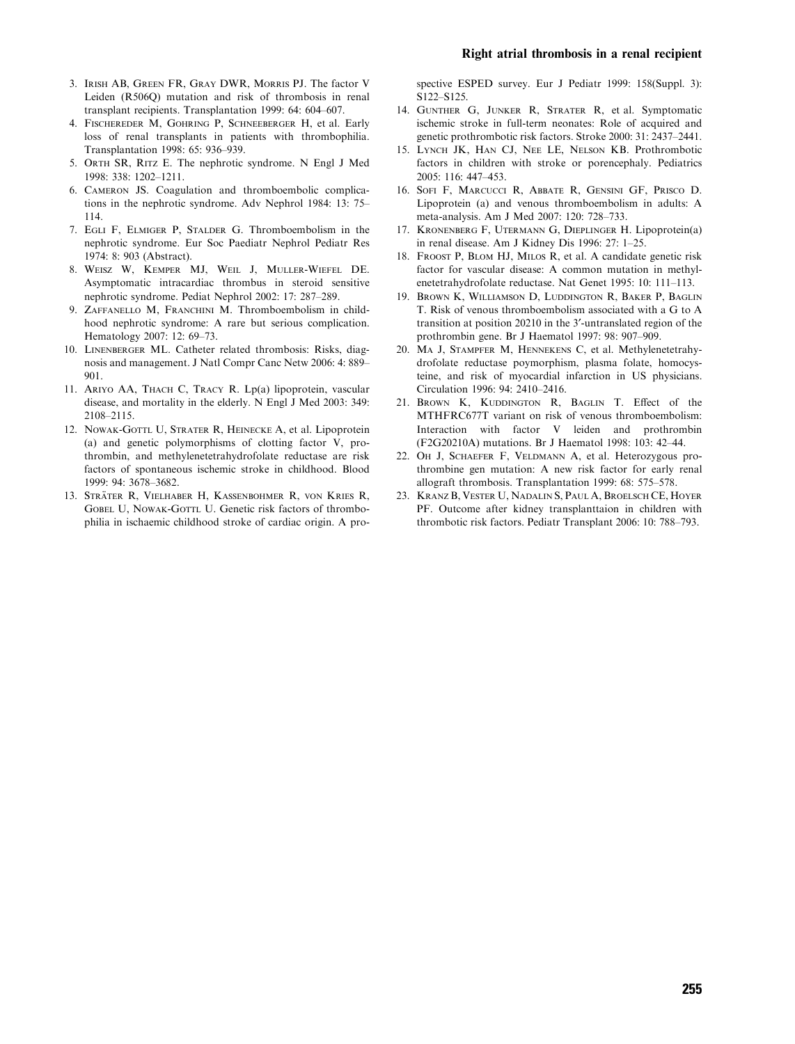3. Irish AB, Green FR, Gray DWR, Morris PJ. The factor V Leiden (R506Q) mutation and risk of thrombosis in renal transplant recipients. Transplantation 1999: 64: 604–607.
4. Fischereder M, Gohring P, Schneeberger H, et al. Early loss of renal transplants in patients with thrombophilia. Transplantation 1998: 65: 936–939.
5. Orth SR, Ritz E. The nephrotic syndrome. N Engl J Med 1998: 338: 1202–1211.
6. Cameron JS. Coagulation and thromboembolic complications in the nephrotic syndrome. Adv Nephrol 1984: 13: 75–114.
7. Egli F, Elmiger P, Stalder G. Thromboembolism in the nephrotic syndrome. Eur Soc Paediatr Nephrol Pediatr Res 1974: 8: 903 (Abstract).
8. Weisz W, Kemper MJ, Weil J, Muller-Wiefel DE. Asymptomatic intracardiac thrombus in steroid sensitive nephrotic syndrome. Pediat Nephrol 2002: 17: 287–289.
9. Zaffanello M, Franchini M. Thromboembolism in childhood nephrotic syndrome: A rare but serious complication. Hematology 2007: 12: 69–73.
10. Linenberger ML. Catheter related thrombosis: Risks, diagnosis and management. J Natl Compr Canc Netw 2006: 4: 889–901.
11. Ariyo AA, Thach C, Tracy R. Lp(a) lipoprotein, vascular disease, and mortality in the elderly. N Engl J Med 2003: 349: 2108–2115.
12. Nowak-Gottl U, Strater R, Heinecke A, et al. Lipoprotein (a) and genetic polymorphisms of clotting factor V, prothrombin, and methylenetetrahydrofolate reductase are risk factors of spontaneous ischemic stroke in childhood. Blood 1999: 94: 3678–3682.
13. Sträter R, Vielhaber H, Kassenbohmer R, von Kries R, Gobel U, Nowak-Gottl U. Genetic risk factors of thrombophilia in ischaemic childhood stroke of cardiac origin. A prospective ESPED survey. Eur J Pediatr 1999: 158(Suppl. 3): S122–S125.
14. Gunther G, Junker R, Strater R, et al. Symptomatic ischemic stroke in full-term neonates: Role of acquired and genetic prothrombotic risk factors. Stroke 2000: 31: 2437–2441.
15. Lynch JK, Han CJ, Nee LE, Nelson KB. Prothrombotic factors in children with stroke or porencephaly. Pediatrics 2005: 116: 447–453.
16. Sofi F, Marcucci R, Abbate R, Gensini GF, Prisco D. Lipoprotein (a) and venous thromboembolism in adults: A meta-analysis. Am J Med 2007: 120: 728–733.
17. Kronenberg F, Utermann G, Dieplinger H. Lipoprotein(a) in renal disease. Am J Kidney Dis 1996: 27: 1–25.
18. Froost P, Blom HJ, Milos R, et al. A candidate genetic risk factor for vascular disease: A common mutation in methylenetetrahydrofolate reductase. Nat Genet 1995: 10: 111–113.
19. Brown K, Williamson D, Luddington R, Baker P, Baglin T. Risk of venous thromboembolism associated with a G to A transition at position 20210 in the 3′-untranslated region of the prothrombin gene. Br J Haematol 1997: 98: 907–909.
20. Ma J, Stampfer M, Hennekens C, et al. Methylenetetrahydrofolate reductase poymorphism, plasma folate, homocysteine, and risk of myocardial infarction in US physicians. Circulation 1996: 94: 2410–2416.
21. Brown K, Kuddington R, Baglin T. Effect of the MTHFRC677T variant on risk of venous thromboembolism: Interaction with factor V leiden and prothrombin (F2G20210A) mutations. Br J Haematol 1998: 103: 42–44.
22. Oh J, Schaefer F, Veldmann A, et al. Heterozygous prothrombine gen mutation: A new risk factor for early renal allograft thrombosis. Transplantation 1999: 68: 575–578.
23. Kranz B, Vester U, Nadalin S, Paul A, Broelsch CE, Hoyer PF. Outcome after kidney transplanttaion in children with thrombotic risk factors. Pediatr Transplant 2006: 10: 788–793.